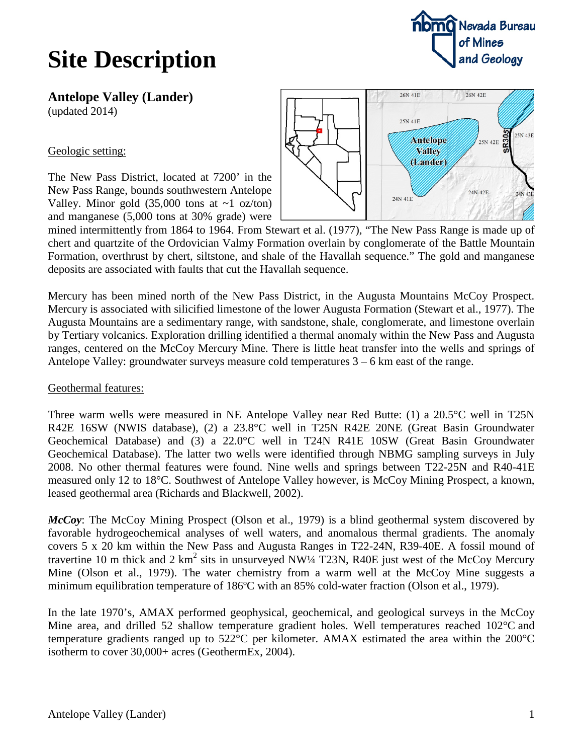# Site Description

## Antelope Valley (Lander)

(updated 2014)

Geologic setting:

The New Pass District, located at 7200' in the New Pass Range, bounds southwestern Antelope Valley. Minor gold (35,000 tons at ~1 oz/ton) and manganese (5,000 tons at 30% grade) were mined intermittently from 1864 to 1964. From Stewart et al. (1977), "The New Pass Range is made up of chert and quartzite of the Ordovician Valmy Formation overlain by conglomerate of the Battle Mountain Formation, overthrust by chert, siltstone, and shale of the Havallah sequence." The gold and manganese deposits are associated with faults that cut the Havallah sequence.

Mercury has been mined north of the New Pass District, in the Augusta Mountains McCoy Prospect. Mercury is associated with silicified limestone of the lower Augusta Formation (Stewart et al., 1977). The Augusta Mountains are a sedimentary range, with sandstone, shale, conglomerate, and limestone overlain by Tertiary volcanics. Exploration drilling identified a thermal anomaly within the New Pass and Augusta ranges, centered on the McCoy Mercury Mine. There is little heat transfer into the wells and springs of Antelope Valley: groundwater surveys measure cold temperatures 3 – 6 km east of the range.

Geothermal features:

Three warm wells were measured in NE Antelope Valley near Red Butte: (1) a 20.5°C well in T25N R42E 16SW (NWIS database), (2) a 23.8°C well in T25N R42E 20NE (Great Basin Groundwater Geochemical Database) and (3) a 22.0°C well in T24N R41E 10SW (Great Basin Groundwater Geochemical Database). The latter two wells were identified through NBMG sampling surveys in July 2008. No other thermal features were found. Nine wells and springs between T22-25N and R40-41E measured only 12 to 18°C. Southwest of Antelope Valley however, is McCoy Mining Prospect, a known, leased geothermal area (Richards and Blackwell, 2002).

***McCoy***: The McCoy Mining Prospect (Olson et al., 1979) is a blind geothermal system discovered by favorable hydrogeochemical analyses of well waters, and anomalous thermal gradients. The anomaly covers 5 x 20 km within the New Pass and Augusta Ranges in T22-24N, R39-40E. A fossil mound of travertine 10 m thick and 2 $km^2$ sits in unsurveyed NW¼ T23N, R40E just west of the McCoy Mercury Mine (Olson et al., 1979). The water chemistry from a warm well at the McCoy Mine suggests a minimum equilibration temperature of 186ºC with an 85% cold-water fraction (Olson et al., 1979).

In the late 1970's, AMAX performed geophysical, geochemical, and geological surveys in the McCoy Mine area, and drilled 52 shallow temperature gradient holes. Well temperatures reached 102°C and temperature gradients ranged up to 522°C per kilometer. AMAX estimated the area within the 200°C isotherm to cover 30,000+ acres (GeothermEx, 2004).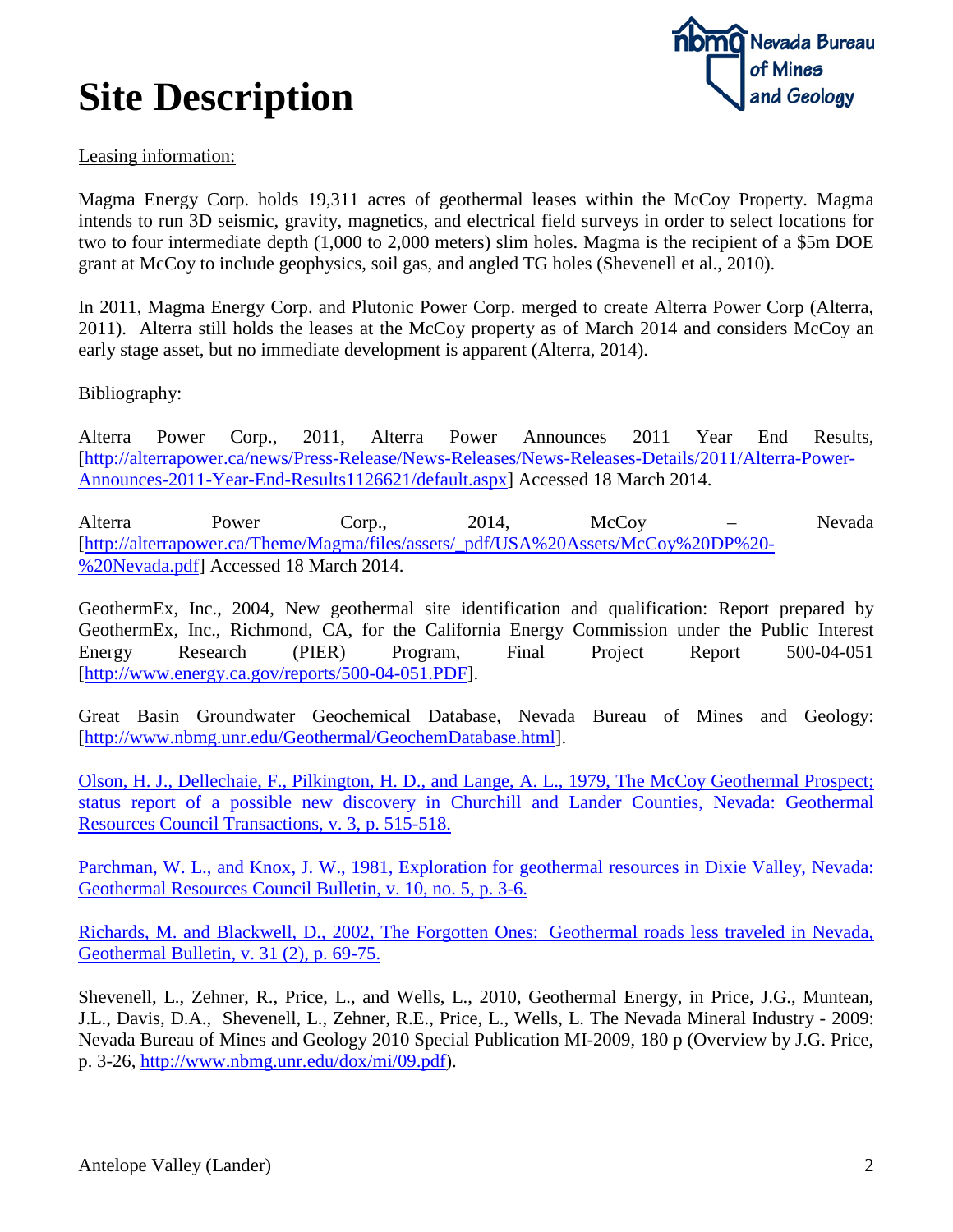# Site Description

Leasing information:

Magma Energy Corp. holds 19,311 acres of geothermal leases within the McCoy Property. Magma intends to run 3D seismic, gravity, magnetics, and electrical field surveys in order to select locations for two to four intermediate depth (1,000 to 2,000 meters) slim holes. Magma is the recipient of a $5m DOE grant at McCoy to include geophysics, soil gas, and angled TG holes (Shevenell et al., 2010).

In 2011, Magma Energy Corp. and Plutonic Power Corp. merged to create Alterra Power Corp (Alterra, 2011). Alterra still holds the leases at the McCoy property as of March 2014 and considers McCoy an early stage asset, but no immediate development is apparent (Alterra, 2014).

Bibliography:

Alterra Power Corp., 2011, Alterra Power Announces 2011 Year End Results, [http://alterrapower.ca/news/Press-Release/News-Releases/News-Releases-Details/2011/Alterra-Power-Announces-2011-Year-End-Results1126621/default.aspx] Accessed 18 March 2014.

Alterra Power Corp., 2014, McCoy – Nevada [http://alterrapower.ca/Theme/Magma/files/assets/_pdf/USA%20Assets/McCoy%20DP%20-%20Nevada.pdf] Accessed 18 March 2014.

GeothermEx, Inc., 2004, New geothermal site identification and qualification: Report prepared by GeothermEx, Inc., Richmond, CA, for the California Energy Commission under the Public Interest Energy Research (PIER) Program, Final Project Report 500-04-051 [http://www.energy.ca.gov/reports/500-04-051.PDF].

Great Basin Groundwater Geochemical Database, Nevada Bureau of Mines and Geology: [http://www.nbmg.unr.edu/Geothermal/GeochemDatabase.html].

Olson, H. J., Dellechaie, F., Pilkington, H. D., and Lange, A. L., 1979, The McCoy Geothermal Prospect; status report of a possible new discovery in Churchill and Lander Counties, Nevada: Geothermal Resources Council Transactions, v. 3, p. 515-518.

Parchman, W. L., and Knox, J. W., 1981, Exploration for geothermal resources in Dixie Valley, Nevada: Geothermal Resources Council Bulletin, v. 10, no. 5, p. 3-6.

Richards, M. and Blackwell, D., 2002, The Forgotten Ones: Geothermal roads less traveled in Nevada, Geothermal Bulletin, v. 31 (2), p. 69-75.

Shevenell, L., Zehner, R., Price, L., and Wells, L., 2010, Geothermal Energy, in Price, J.G., Muntean, J.L., Davis, D.A., Shevenell, L., Zehner, R.E., Price, L., Wells, L. The Nevada Mineral Industry - 2009: Nevada Bureau of Mines and Geology 2010 Special Publication MI-2009, 180 p (Overview by J.G. Price, p. 3-26, http://www.nbmg.unr.edu/dox/mi/09.pdf).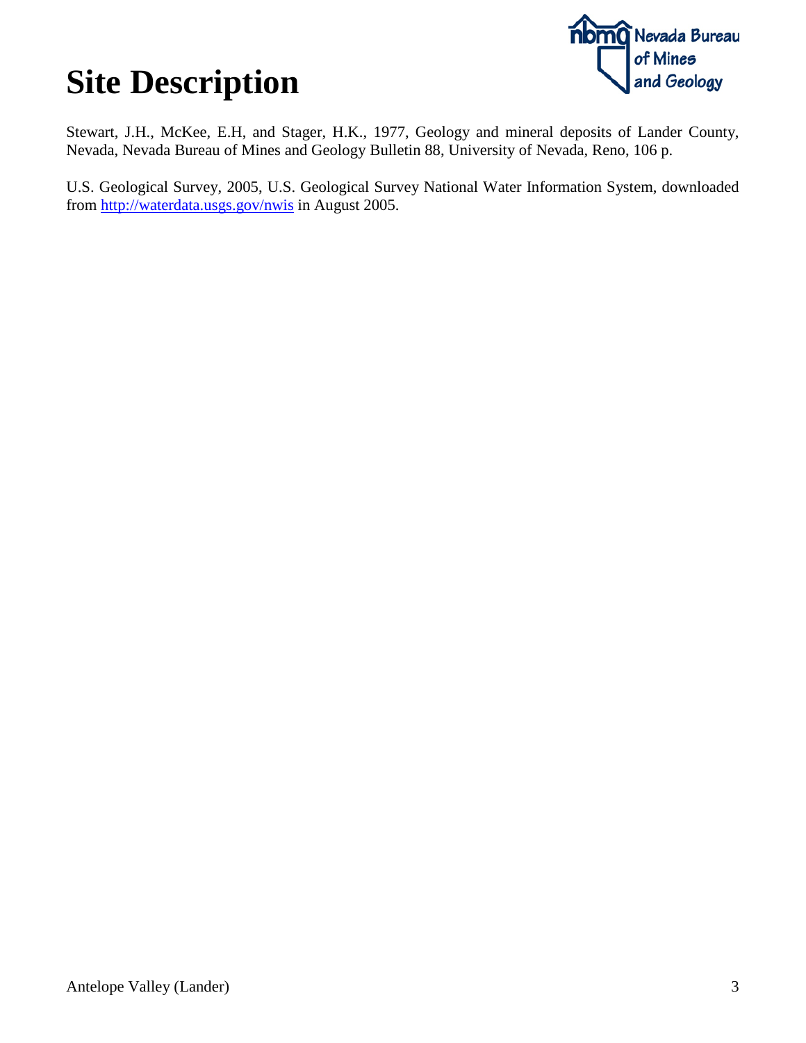# Site Description

Stewart, J.H., McKee, E.H, and Stager, H.K., 1977, Geology and mineral deposits of Lander County, Nevada, Nevada Bureau of Mines and Geology Bulletin 88, University of Nevada, Reno, 106 p.

U.S. Geological Survey, 2005, U.S. Geological Survey National Water Information System, downloaded from http://waterdata.usgs.gov/nwis in August 2005.